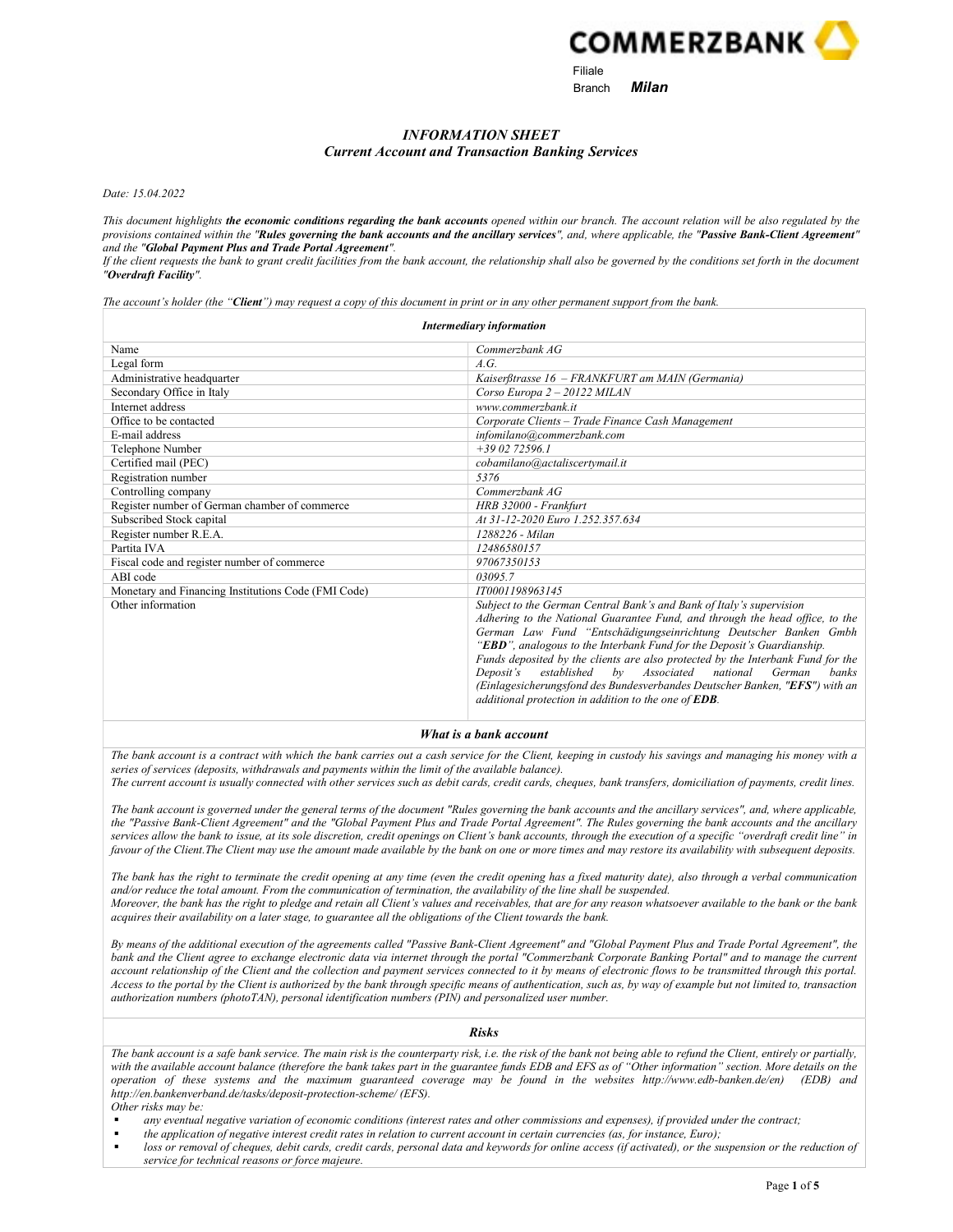COMMERZBANK

Filiale
Branch **Milan**

# *INFORMATION SHEET*
## *Current Account and Transaction Banking Services*

*Date: 15.04.2022*

*This document highlights **the economic conditions regarding the bank accounts** opened within our branch. The account relation will be also regulated by the provisions contained within the **"Rules governing the bank accounts and the ancillary services"**, and, where applicable, the **"Passive Bank-Client Agreement"** and the **"Global Payment Plus and Trade Portal Agreement"**.*
*If the client requests the bank to grant credit facilities from the bank account, the relationship shall also be governed by the conditions set forth in the document **"Overdraft Facility"**.*

*The account's holder (the "**Client**") may request a copy of this document in print or in any other permanent support from the bank.*

| ***Intermediary information*** | |
|---|---|
| Name | *Commerzbank AG* |
| Legal form | *A.G.* |
| Administrative headquarter | *Kaiserßtrasse 16 – FRANKFURT am MAIN (Germania)* |
| Secondary Office in Italy | *Corso Europa 2 – 20122 MILAN* |
| Internet address | *www.commerzbank.it* |
| Office to be contacted | *Corporate Clients – Trade Finance Cash Management* |
| E-mail address | *infomilano@commerzbank.com* |
| Telephone Number | *+39 02 72596.1* |
| Certified mail (PEC) | *cobamilano@actaliscertymail.it* |
| Registration number | *5376* |
| Controlling company | *Commerzbank AG* |
| Register number of German chamber of commerce | *HRB 32000 - Frankfurt* |
| Subscribed Stock capital | *At 31-12-2020 Euro 1.252.357.634* |
| Register number R.E.A. | *1288226 - Milan* |
| Partita IVA | *12486580157* |
| Fiscal code and register number of commerce | *97067350153* |
| ABI code | *03095.7* |
| Monetary and Financing Institutions Code (FMI Code) | *IT0001198963145* |
| Other information | *Subject to the German Central Bank's and Bank of Italy's supervision* *Adhering to the National Guarantee Fund, and through the head office, to the German Law Fund "Entschädigungseinrichtung Deutscher Banken Gmbh "**EBD**", analogous to the Interbank Fund for the Deposit's Guardianship.* *Funds deposited by the clients are also protected by the Interbank Fund for the Deposit's established by Associated national German banks (Einlagesicherungsfond des Bundesverbandes Deutscher Banken, "**EFS**") with an additional protection in addition to the one of **EDB**.* |

### *What is a bank account*

*The bank account is a contract with which the bank carries out a cash service for the Client, keeping in custody his savings and managing his money with a series of services (deposits, withdrawals and payments within the limit of the available balance).*
*The current account is usually connected with other services such as debit cards, credit cards, cheques, bank transfers, domiciliation of payments, credit lines.*

*The bank account is governed under the general terms of the document "Rules governing the bank accounts and the ancillary services", and, where applicable, the "Passive Bank-Client Agreement" and the "Global Payment Plus and Trade Portal Agreement". The Rules governing the bank accounts and the ancillary services allow the bank to issue, at its sole discretion, credit openings on Client's bank accounts, through the execution of a specific "overdraft credit line" in favour of the Client.The Client may use the amount made available by the bank on one or more times and may restore its availability with subsequent deposits.*

*The bank has the right to terminate the credit opening at any time (even the credit opening has a fixed maturity date), also through a verbal communication and/or reduce the total amount. From the communication of termination, the availability of the line shall be suspended.*
*Moreover, the bank has the right to pledge and retain all Client's values and receivables, that are for any reason whatsoever available to the bank or the bank acquires their availability on a later stage, to guarantee all the obligations of the Client towards the bank.*

*By means of the additional execution of the agreements called "Passive Bank-Client Agreement" and "Global Payment Plus and Trade Portal Agreement", the bank and the Client agree to exchange electronic data via internet through the portal "Commerzbank Corporate Banking Portal" and to manage the current account relationship of the Client and the collection and payment services connected to it by means of electronic flows to be transmitted through this portal. Access to the portal by the Client is authorized by the bank through specific means of authentication, such as, by way of example but not limited to, transaction authorization numbers (photoTAN), personal identification numbers (PIN) and personalized user number.*

### *Risks*

*The bank account is a safe bank service. The main risk is the counterparty risk, i.e. the risk of the bank not being able to refund the Client, entirely or partially, with the available account balance (therefore the bank takes part in the guarantee funds EDB and EFS as of "Other information" section. More details on the operation of these systems and the maximum guaranteed coverage may be found in the websites http://www.edb-banken.de/en) (EDB) and http://en.bankenverband.de/tasks/deposit-protection-scheme/ (EFS).*
*Other risks may be:*

- *any eventual negative variation of economic conditions (interest rates and other commissions and expenses), if provided under the contract;*
- *the application of negative interest credit rates in relation to current account in certain currencies (as, for instance, Euro);*
- *loss or removal of cheques, debit cards, credit cards, personal data and keywords for online access (if activated), or the suspension or the reduction of service for technical reasons or force majeure.*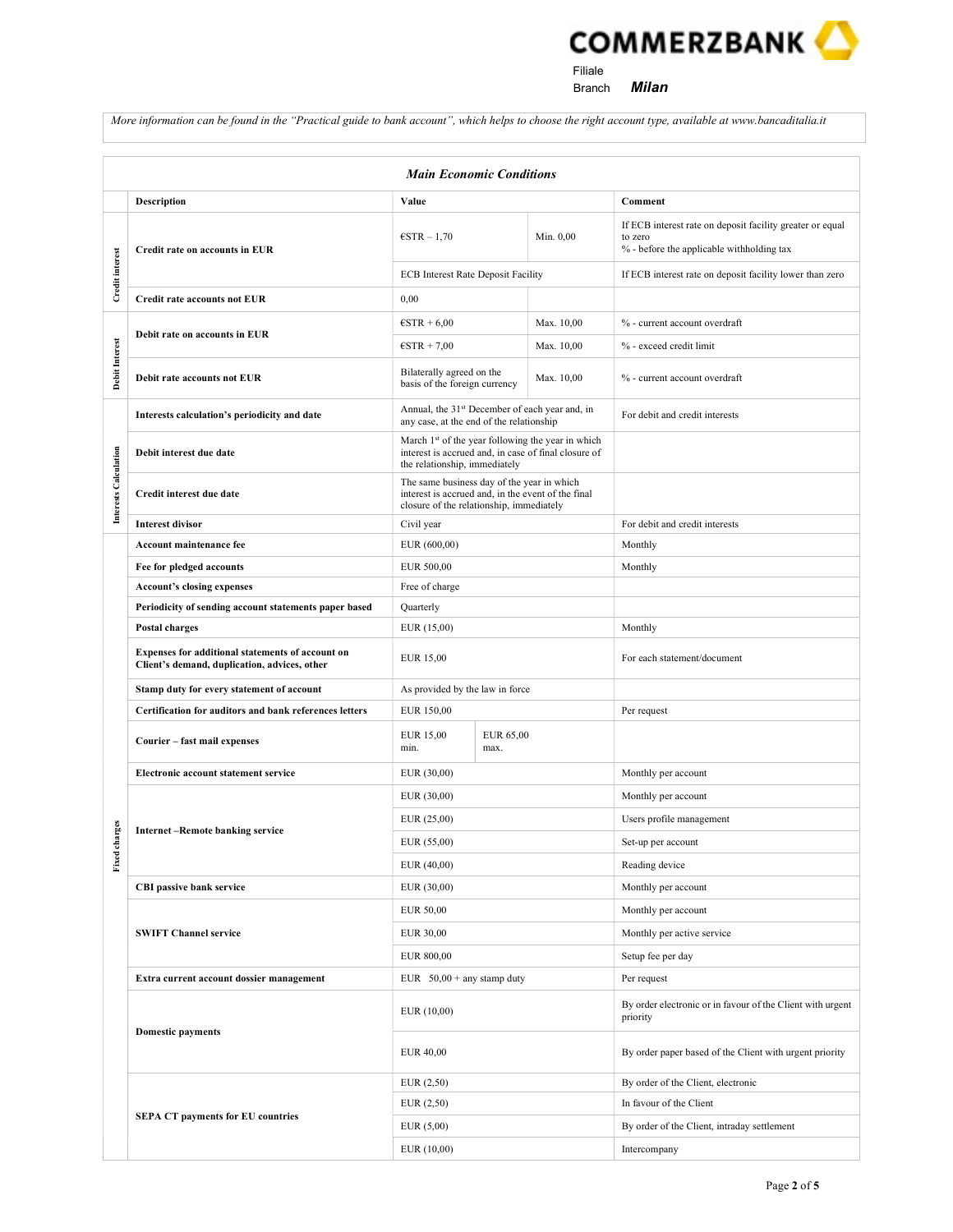Filiale
Branch **Milan**

*More information can be found in the "Practical guide to bank account", which helps to choose the right account type, available at www.bancaditalia.it*

***Main Economic Conditions***

| | Description | Value | | Comment |
|---|---|---|---|---|
| Credit interest | **Credit rate on accounts in EUR** | €STR – 1,70 | Min. 0,00 | If ECB interest rate on deposit facility greater or equal to zero<br>% - before the applicable withholding tax |
| | | ECB Interest Rate Deposit Facility | | If ECB interest rate on deposit facility lower than zero |
| | **Credit rate accounts not EUR** | 0,00 | | |
| Debit Interest | **Debit rate on accounts in EUR** | €STR + 6,00 | Max. 10,00 | % - current account overdraft |
| | | €STR + 7,00 | Max. 10,00 | % - exceed credit limit |
| | **Debit rate accounts not EUR** | Bilaterally agreed on the basis of the foreign currency | Max. 10,00 | % - current account overdraft |
| Interests Calculation | **Interests calculation's periodicity and date** | Annual, the 31st December of each year and, in any case, at the end of the relationship | | For debit and credit interests |
| | **Debit interest due date** | March 1st of the year following the year in which interest is accrued and, in case of final closure of the relationship, immediately | | |
| | **Credit interest due date** | The same business day of the year in which interest is accrued and, in the event of the final closure of the relationship, immediately | | |
| | **Interest divisor** | Civil year | | For debit and credit interests |
| Fixed charges | **Account maintenance fee** | EUR (600,00) | | Monthly |
| | **Fee for pledged accounts** | EUR 500,00 | | Monthly |
| | **Account's closing expenses** | Free of charge | | |
| | **Periodicity of sending account statements paper based** | Quarterly | | |
| | **Postal charges** | EUR (15,00) | | Monthly |
| | **Expenses for additional statements of account on Client's demand, duplication, advices, other** | EUR 15,00 | | For each statement/document |
| | **Stamp duty for every statement of account** | As provided by the law in force | | |
| | **Certification for auditors and bank references letters** | EUR 150,00 | | Per request |
| | **Courier – fast mail expenses** | EUR 15,00 min. | EUR 65,00 max. | |
| | **Electronic account statement service** | EUR (30,00) | | Monthly per account |
| | **Internet –Remote banking service** | EUR (30,00) | | Monthly per account |
| | | EUR (25,00) | | Users profile management |
| | | EUR (55,00) | | Set-up per account |
| | | EUR (40,00) | | Reading device |
| | **CBI passive bank service** | EUR (30,00) | | Monthly per account |
| | **SWIFT Channel service** | EUR 50,00 | | Monthly per account |
| | | EUR 30,00 | | Monthly per active service |
| | | EUR 800,00 | | Setup fee per day |
| | **Extra current account dossier management** | EUR 50,00 + any stamp duty | | Per request |
| | **Domestic payments** | EUR (10,00) | | By order electronic or in favour of the Client with urgent priority |
| | | EUR 40,00 | | By order paper based of the Client with urgent priority |
| | **SEPA CT payments for EU countries** | EUR (2,50) | | By order of the Client, electronic |
| | | EUR (2,50) | | In favour of the Client |
| | | EUR (5,00) | | By order of the Client, intraday settlement |
| | | EUR (10,00) | | Intercompany |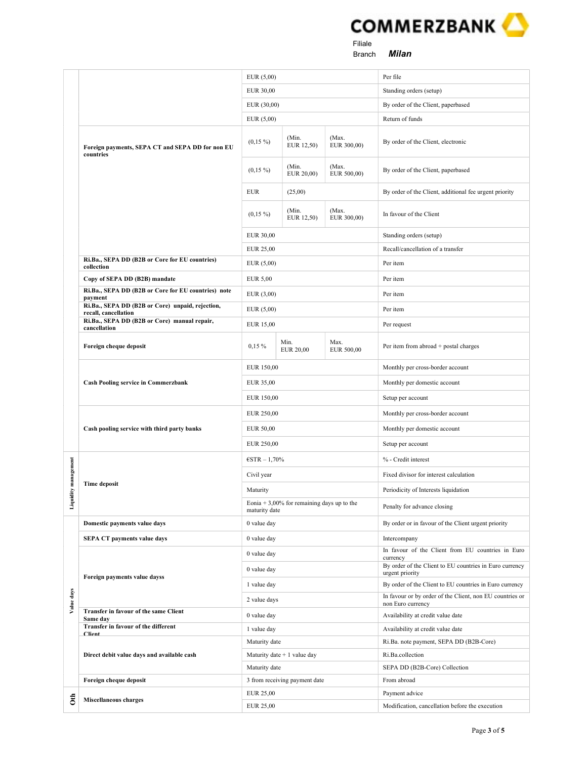Commerzbank

Filiale / Branch **Milan**

| Section | Service | Amount | Min. | Max. | Description |
|---|---|---|---|---|---|
| | | EUR (5,00) | | | Per file |
| | | EUR 30,00 | | | Standing orders (setup) |
| | | EUR (30,00) | | | By order of the Client, paperbased |
| | | EUR (5,00) | | | Return of funds |
| | **Foreign payments, SEPA CT and SEPA DD for non EU countries** | (0,15 %) | (Min. EUR 12,50) | (Max. EUR 300,00) | By order of the Client, electronic |
| | | (0,15 %) | (Min. EUR 20,00) | (Max. EUR 500,00) | By order of the Client, paperbased |
| | | EUR | (25,00) | | By order of the Client, additional fee urgent priority |
| | | (0,15 %) | (Min. EUR 12,50) | (Max. EUR 300,00) | In favour of the Client |
| | | EUR 30,00 | | | Standing orders (setup) |
| | | EUR 25,00 | | | Recall/cancellation of a transfer |
| | **Ri.Ba., SEPA DD (B2B or Core for EU countries) collection** | EUR (5,00) | | | Per item |
| | **Copy of SEPA DD (B2B) mandate** | EUR 5,00 | | | Per item |
| | **Ri.Ba., SEPA DD (B2B or Core for EU countries) note payment** | EUR (3,00) | | | Per item |
| | **Ri.Ba., SEPA DD (B2B or Core) unpaid, rejection, recall, cancellation** | EUR (5,00) | | | Per item |
| | **Ri.Ba., SEPA DD (B2B or Core) manual repair, cancellation** | EUR 15,00 | | | Per request |
| | **Foreign cheque deposit** | 0,15 % | Min. EUR 20,00 | Max. EUR 500,00 | Per item from abroad + postal charges |
| | **Cash Pooling service in Commerzbank** | EUR 150,00 | | | Monthly per cross-border account |
| | | EUR 35,00 | | | Monthly per domestic account |
| | | EUR 150,00 | | | Setup per account |
| | **Cash pooling service with third party banks** | EUR 250,00 | | | Monthly per cross-border account |
| | | EUR 50,00 | | | Monthly per domestic account |
| | | EUR 250,00 | | | Setup per account |
| Liquidity management | **Time deposit** | €STR – 1,70% | | | % - Credit interest |
| | | Civil year | | | Fixed divisor for interest calculation |
| | | Maturity | | | Periodicity of Interests liquidation |
| | | Eonia + 3,00% for remaining days up to the maturity date | | | Penalty for advance closing |
| Value days | **Domestic payments value days** | 0 value day | | | By order or in favour of the Client urgent priority |
| | **SEPA CT payments value days** | 0 value day | | | Intercompany |
| | **Foreign payments value dayss** | 0 value day | | | In favour of the Client from EU countries in Euro currency |
| | | 0 value day | | | By order of the Client to EU countries in Euro currency urgent priority |
| | | 1 value day | | | By order of the Client to EU countries in Euro currency |
| | | 2 value days | | | In favour or by order of the Client, non EU countries or non Euro currency |
| | **Transfer in favour of the same Client Same day** | 0 value day | | | Availability at credit value date |
| | **Transfer in favour of the different Client** | 1 value day | | | Availability at credit value date |
| | **Direct debit value days and available cash** | Maturity date | | | Ri.Ba. note payment, SEPA DD (B2B-Core) |
| | | Maturity date + 1 value day | | | Ri.Ba.collection |
| | | Maturity date | | | SEPA DD (B2B-Core) Collection |
| | **Foreign cheque deposit** | 3 from receiving payment date | | | From abroad |
| Oth | **Miscellaneous charges** | EUR 25,00 | | | Payment advice |
| | | EUR 25,00 | | | Modification, cancellation before the execution |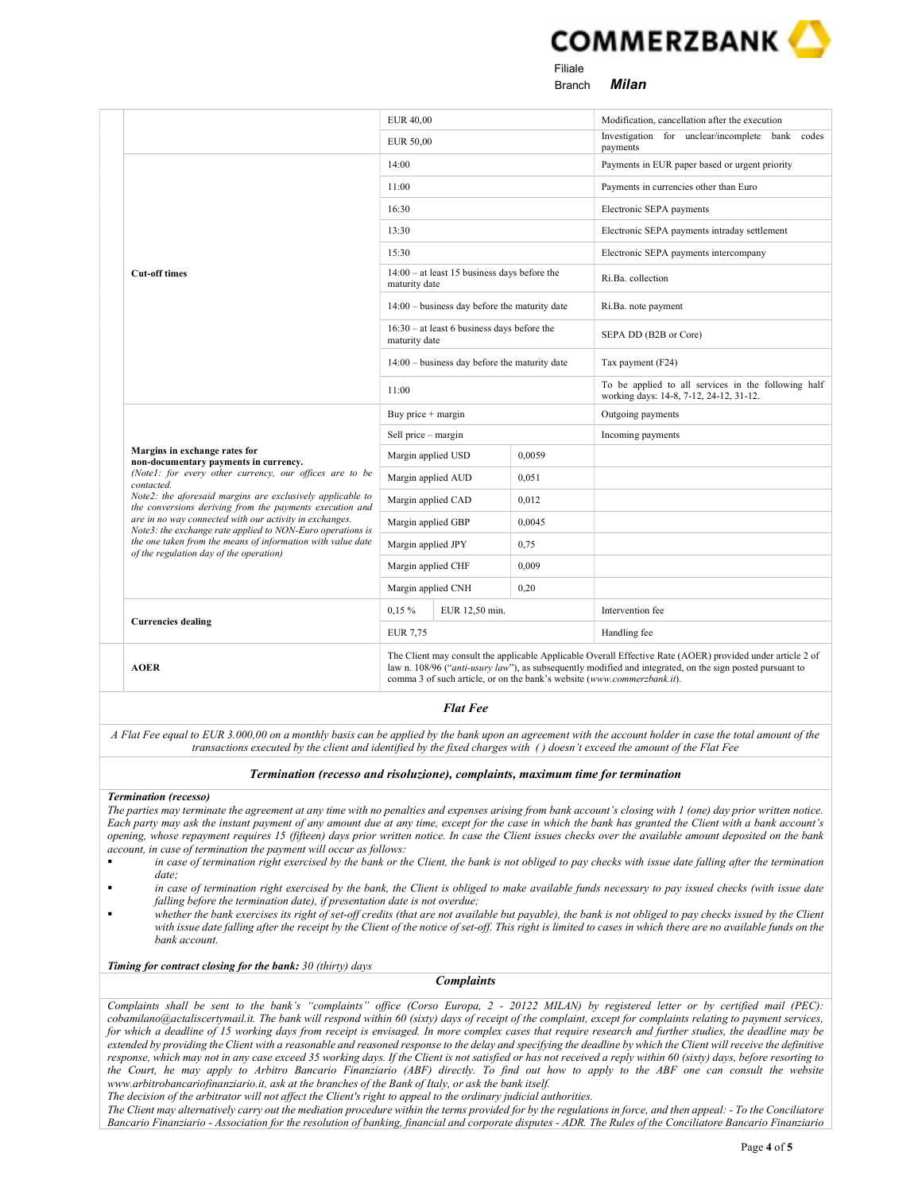| | | | |
|---|---|---|---|
| | EUR 40,00 | | Modification, cancellation after the execution |
| | EUR 50,00 | | Investigation for unclear/incomplete bank codes payments |
| **Cut-off times** | 14:00 | | Payments in EUR paper based or urgent priority |
| | 11:00 | | Payments in currencies other than Euro |
| | 16:30 | | Electronic SEPA payments |
| | 13:30 | | Electronic SEPA payments intraday settlement |
| | 15:30 | | Electronic SEPA payments intercompany |
| | 14:00 – at least 15 business days before the maturity date | | Ri.Ba. collection |
| | 14:00 – business day before the maturity date | | Ri.Ba. note payment |
| | 16:30 – at least 6 business days before the maturity date | | SEPA DD (B2B or Core) |
| | 14:00 – business day before the maturity date | | Tax payment (F24) |
| | 11:00 | | To be applied to all services in the following half working days: 14-8, 7-12, 24-12, 31-12. |
| **Margins in exchange rates for non-documentary payments in currency.** *(Note1: for every other currency, our offices are to be contacted. Note2: the aforesaid margins are exclusively applicable to the conversions deriving from the payments execution and are in no way connected with our activity in exchanges. Note3: the exchange rate applied to NON-Euro operations is the one taken from the means of information with value date of the regulation day of the operation)* | Buy price + margin | | Outgoing payments |
| | Sell price – margin | | Incoming payments |
| | Margin applied USD | 0,0059 | |
| | Margin applied AUD | 0,051 | |
| | Margin applied CAD | 0,012 | |
| | Margin applied GBP | 0,0045 | |
| | Margin applied JPY | 0,75 | |
| | Margin applied CHF | 0,009 | |
| | Margin applied CNH | 0,20 | |
| **Currencies dealing** | 0,15 % | EUR 12,50 min. | Intervention fee |
| | EUR 7,75 | | Handling fee |
| **AOER** | The Client may consult the applicable Applicable Overall Effective Rate (AOER) provided under article 2 of law n. 108/96 ("*anti-usury law*"), as subsequently modified and integrated, on the sign posted pursuant to comma 3 of such article, or on the bank's website (*www.commerzbank.it*). | | |

### *Flat Fee*

*A Flat Fee equal to EUR 3.000,00 on a monthly basis can be applied by the bank upon an agreement with the account holder in case the total amount of the transactions executed by the client and identified by the fixed charges with ( ) doesn't exceed the amount of the Flat Fee*

### *Termination (recesso and risoluzione), complaints, maximum time for termination*

***Termination (recesso)***

*The parties may terminate the agreement at any time with no penalties and expenses arising from bank account's closing with 1 (one) day prior written notice. Each party may ask the instant payment of any amount due at any time, except for the case in which the bank has granted the Client with a bank account's opening, whose repayment requires 15 (fifteen) days prior written notice. In case the Client issues checks over the available amount deposited on the bank account, in case of termination the payment will occur as follows:*

- *in case of termination right exercised by the bank or the Client, the bank is not obliged to pay checks with issue date falling after the termination date;*
- *in case of termination right exercised by the bank, the Client is obliged to make available funds necessary to pay issued checks (with issue date falling before the termination date), if presentation date is not overdue;*
- *whether the bank exercises its right of set-off credits (that are not available but payable), the bank is not obliged to pay checks issued by the Client with issue date falling after the receipt by the Client of the notice of set-off. This right is limited to cases in which there are no available funds on the bank account.*

***Timing for contract closing for the bank:*** *30 (thirty) days*

### *Complaints*

*Complaints shall be sent to the bank's "complaints" office (Corso Europa, 2 - 20122 MILAN) by registered letter or by certified mail (PEC): cobamilano@actaliscertymail.it. The bank will respond within 60 (sixty) days of receipt of the complaint, except for complaints relating to payment services, for which a deadline of 15 working days from receipt is envisaged. In more complex cases that require research and further studies, the deadline may be extended by providing the Client with a reasonable and reasoned response to the delay and specifying the deadline by which the Client will receive the definitive response, which may not in any case exceed 35 working days. If the Client is not satisfied or has not received a reply within 60 (sixty) days, before resorting to the Court, he may apply to Arbitro Bancario Finanziario (ABF) directly. To find out how to apply to the ABF one can consult the website www.arbitrobancariofinanziario.it, ask at the branches of the Bank of Italy, or ask the bank itself.*

*The decision of the arbitrator will not affect the Client's right to appeal to the ordinary judicial authorities.*

*The Client may alternatively carry out the mediation procedure within the terms provided for by the regulations in force, and then appeal: - To the Conciliatore Bancario Finanziario - Association for the resolution of banking, financial and corporate disputes - ADR. The Rules of the Conciliatore Bancario Finanziario*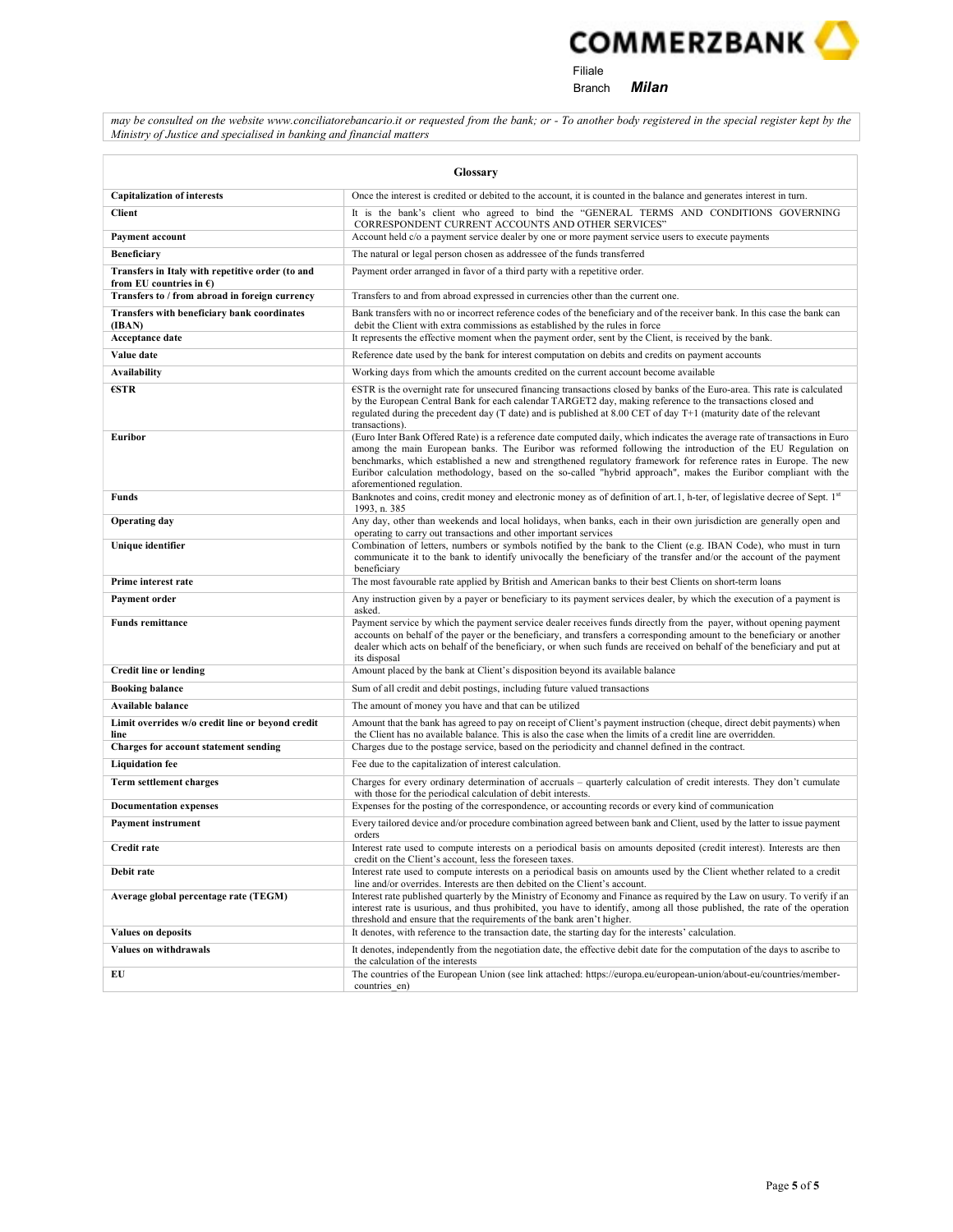*may be consulted on the website www.conciliatorebancario.it or requested from the bank; or - To another body registered in the special register kept by the Ministry of Justice and specialised in banking and financial matters*

| Glossary | |
|---|---|
| **Capitalization of interests** | Once the interest is credited or debited to the account, it is counted in the balance and generates interest in turn. |
| **Client** | It is the bank's client who agreed to bind the "GENERAL TERMS AND CONDITIONS GOVERNING CORRESPONDENT CURRENT ACCOUNTS AND OTHER SERVICES" |
| **Payment account** | Account held c/o a payment service dealer by one or more payment service users to execute payments |
| **Beneficiary** | The natural or legal person chosen as addressee of the funds transferred |
| **Transfers in Italy with repetitive order (to and from EU countries in €)** | Payment order arranged in favor of a third party with a repetitive order. |
| **Transfers to / from abroad in foreign currency** | Transfers to and from abroad expressed in currencies other than the current one. |
| **Transfers with beneficiary bank coordinates (IBAN)** | Bank transfers with no or incorrect reference codes of the beneficiary and of the receiver bank. In this case the bank can debit the Client with extra commissions as established by the rules in force |
| **Acceptance date** | It represents the effective moment when the payment order, sent by the Client, is received by the bank. |
| **Value date** | Reference date used by the bank for interest computation on debits and credits on payment accounts |
| **Availability** | Working days from which the amounts credited on the current account become available |
| **€STR** | €STR is the overnight rate for unsecured financing transactions closed by banks of the Euro-area. This rate is calculated by the European Central Bank for each calendar TARGET2 day, making reference to the transactions closed and regulated during the precedent day (T date) and is published at 8.00 CET of day T+1 (maturity date of the relevant transactions). |
| **Euribor** | (Euro Inter Bank Offered Rate) is a reference date computed daily, which indicates the average rate of transactions in Euro among the main European banks. The Euribor was reformed following the introduction of the EU Regulation on benchmarks, which established a new and strengthened regulatory framework for reference rates in Europe. The new Euribor calculation methodology, based on the so-called "hybrid approach", makes the Euribor compliant with the aforementioned regulation. |
| **Funds** | Banknotes and coins, credit money and electronic money as of definition of art.1, h-ter, of legislative decree of Sept. 1st 1993, n. 385 |
| **Operating day** | Any day, other than weekends and local holidays, when banks, each in their own jurisdiction are generally open and operating to carry out transactions and other important services |
| **Unique identifier** | Combination of letters, numbers or symbols notified by the bank to the Client (e.g. IBAN Code), who must in turn communicate it to the bank to identify univocally the beneficiary of the transfer and/or the account of the payment beneficiary |
| **Prime interest rate** | The most favourable rate applied by British and American banks to their best Clients on short-term loans |
| **Payment order** | Any instruction given by a payer or beneficiary to its payment services dealer, by which the execution of a payment is asked. |
| **Funds remittance** | Payment service by which the payment service dealer receives funds directly from the payer, without opening payment accounts on behalf of the payer or the beneficiary, and transfers a corresponding amount to the beneficiary or another dealer which acts on behalf of the beneficiary, or when such funds are received on behalf of the beneficiary and put at its disposal |
| **Credit line or lending** | Amount placed by the bank at Client's disposition beyond its available balance |
| **Booking balance** | Sum of all credit and debit postings, including future valued transactions |
| **Available balance** | The amount of money you have and that can be utilized |
| **Limit overrides w/o credit line or beyond credit line** | Amount that the bank has agreed to pay on receipt of Client's payment instruction (cheque, direct debit payments) when the Client has no available balance. This is also the case when the limits of a credit line are overridden. |
| **Charges for account statement sending** | Charges due to the postage service, based on the periodicity and channel defined in the contract. |
| **Liquidation fee** | Fee due to the capitalization of interest calculation. |
| **Term settlement charges** | Charges for every ordinary determination of accruals – quarterly calculation of credit interests. They don't cumulate with those for the periodical calculation of debit interests. |
| **Documentation expenses** | Expenses for the posting of the correspondence, or accounting records or every kind of communication |
| **Payment instrument** | Every tailored device and/or procedure combination agreed between bank and Client, used by the latter to issue payment orders |
| **Credit rate** | Interest rate used to compute interests on a periodical basis on amounts deposited (credit interest). Interests are then credit on the Client's account, less the foreseen taxes. |
| **Debit rate** | Interest rate used to compute interests on a periodical basis on amounts used by the Client whether related to a credit line and/or overrides. Interests are then debited on the Client's account. |
| **Average global percentage rate (TEGM)** | Interest rate published quarterly by the Ministry of Economy and Finance as required by the Law on usury. To verify if an interest rate is usurious, and thus prohibited, you have to identify, among all those published, the rate of the operation threshold and ensure that the requirements of the bank aren't higher. |
| **Values on deposits** | It denotes, with reference to the transaction date, the starting day for the interests' calculation. |
| **Values on withdrawals** | It denotes, independently from the negotiation date, the effective debit date for the computation of the days to ascribe to the calculation of the interests |
| **EU** | The countries of the European Union (see link attached: https://europa.eu/european-union/about-eu/countries/member-countries_en) |